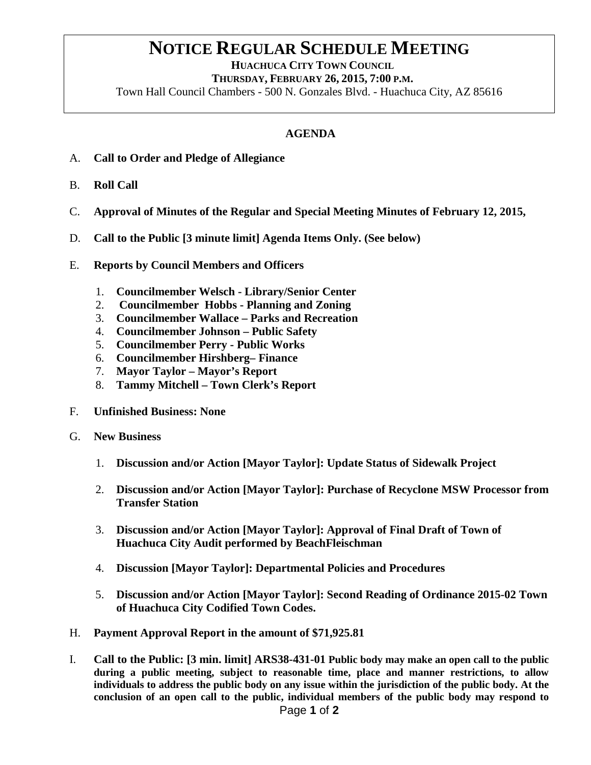# NOTICE REGULAR SCHEDULE MEETING

**HUACHUCA CITY TOWN COUNCIL**

**THURSDAY, FEBRUARY 26, 2015, 7:00 P.M.**

Town Hall Council Chambers - 500 N. Gonzales Blvd. - Huachuca City, AZ 85616

## AGENDA

A. **Call to Order and Pledge of Allegiance**

B. **Roll Call**

C. **Approval of Minutes of the Regular and Special Meeting Minutes of February 12, 2015,**

D. **Call to the Public [3 minute limit] Agenda Items Only. (See below)**

E. **Reports by Council Members and Officers**

1. **Councilmember Welsch - Library/Senior Center**
2. **Councilmember Hobbs - Planning and Zoning**
3. **Councilmember Wallace – Parks and Recreation**
4. **Councilmember Johnson – Public Safety**
5. **Councilmember Perry - Public Works**
6. **Councilmember Hirshberg– Finance**
7. **Mayor Taylor – Mayor's Report**
8. **Tammy Mitchell – Town Clerk's Report**

F. **Unfinished Business: None**

G. **New Business**

1. **Discussion and/or Action [Mayor Taylor]: Update Status of Sidewalk Project**
2. **Discussion and/or Action [Mayor Taylor]: Purchase of Recyclone MSW Processor from Transfer Station**
3. **Discussion and/or Action [Mayor Taylor]: Approval of Final Draft of Town of Huachuca City Audit performed by BeachFleischman**
4. **Discussion [Mayor Taylor]: Departmental Policies and Procedures**
5. **Discussion and/or Action [Mayor Taylor]: Second Reading of Ordinance 2015-02 Town of Huachuca City Codified Town Codes.**

H. **Payment Approval Report in the amount of $71,925.81**

I. **Call to the Public: [3 min. limit] ARS38-431-01 Public body may make an open call to the public during a public meeting, subject to reasonable time, place and manner restrictions, to allow individuals to address the public body on any issue within the jurisdiction of the public body. At the conclusion of an open call to the public, individual members of the public body may respond to**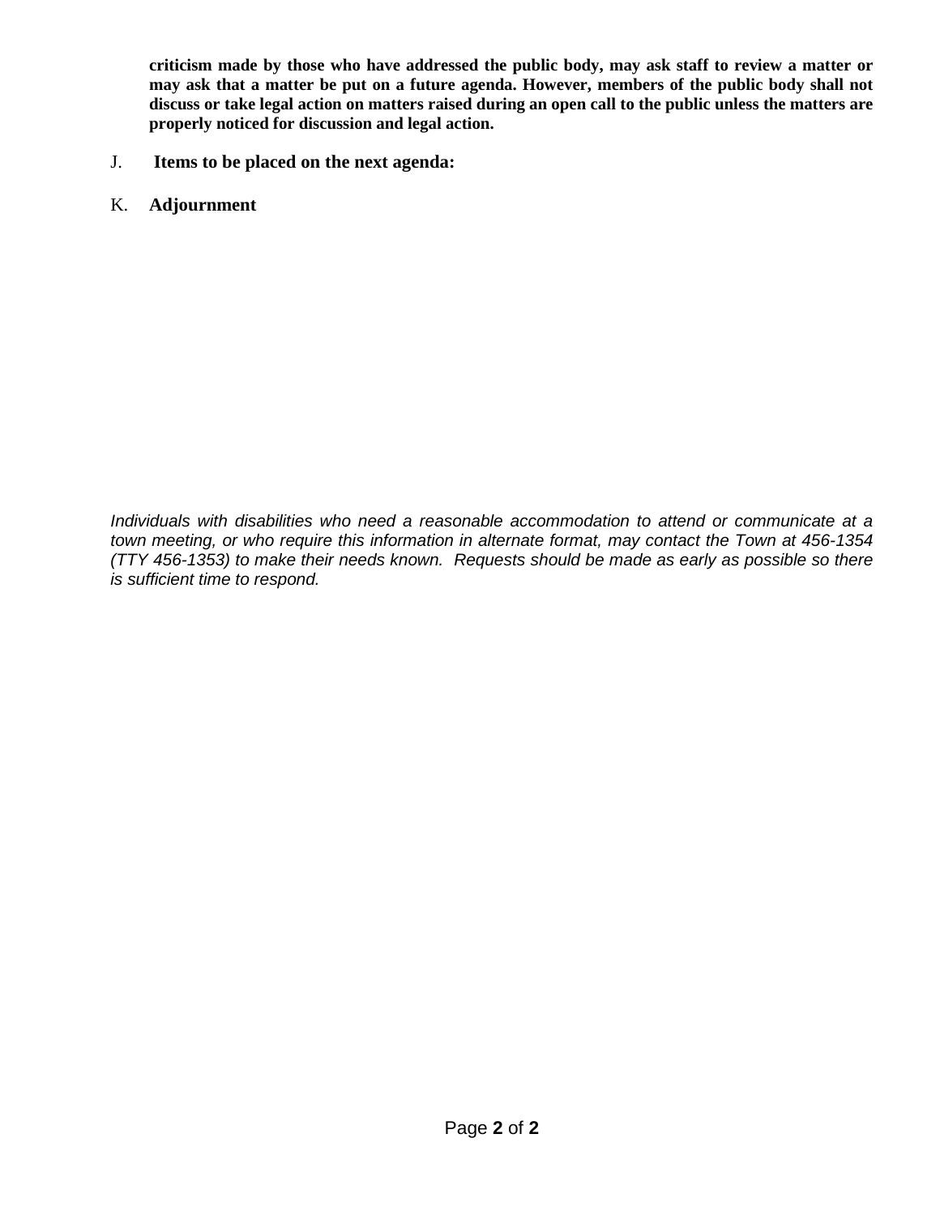**criticism made by those who have addressed the public body, may ask staff to review a matter or may ask that a matter be put on a future agenda. However, members of the public body shall not discuss or take legal action on matters raised during an open call to the public unless the matters are properly noticed for discussion and legal action.**

J. **Items to be placed on the next agenda:**

K. **Adjournment**

*Individuals with disabilities who need a reasonable accommodation to attend or communicate at a town meeting, or who require this information in alternate format, may contact the Town at 456-1354 (TTY 456-1353) to make their needs known. Requests should be made as early as possible so there is sufficient time to respond.*